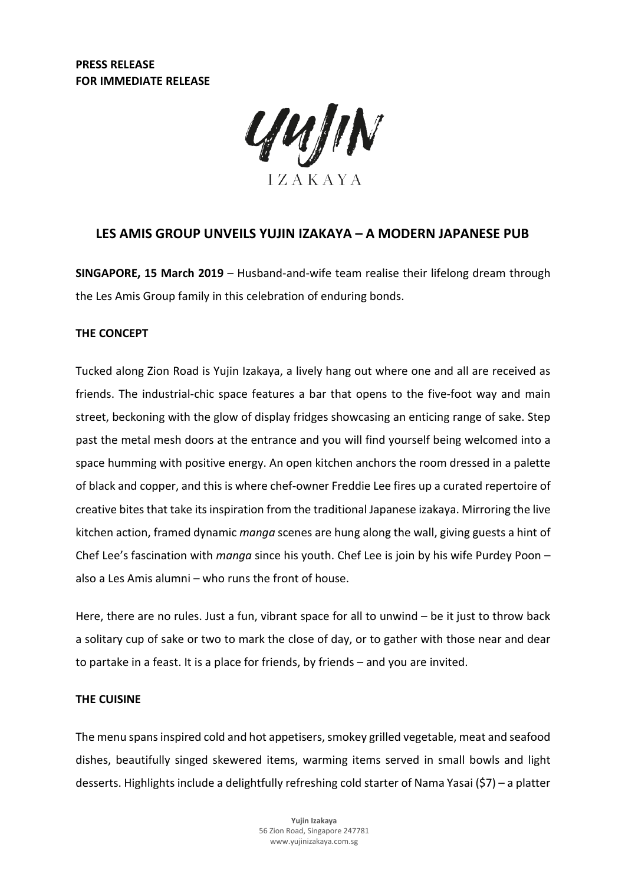**PRESS RELEASE**
**FOR IMMEDIATE RELEASE**

YUJIN
IZAKAYA

# LES AMIS GROUP UNVEILS YUJIN IZAKAYA – A MODERN JAPANESE PUB

**SINGAPORE, 15 March 2019** – Husband-and-wife team realise their lifelong dream through the Les Amis Group family in this celebration of enduring bonds.

## THE CONCEPT

Tucked along Zion Road is Yujin Izakaya, a lively hang out where one and all are received as friends. The industrial-chic space features a bar that opens to the five-foot way and main street, beckoning with the glow of display fridges showcasing an enticing range of sake. Step past the metal mesh doors at the entrance and you will find yourself being welcomed into a space humming with positive energy. An open kitchen anchors the room dressed in a palette of black and copper, and this is where chef-owner Freddie Lee fires up a curated repertoire of creative bites that take its inspiration from the traditional Japanese izakaya. Mirroring the live kitchen action, framed dynamic *manga* scenes are hung along the wall, giving guests a hint of Chef Lee's fascination with *manga* since his youth. Chef Lee is join by his wife Purdey Poon – also a Les Amis alumni – who runs the front of house.

Here, there are no rules. Just a fun, vibrant space for all to unwind – be it just to throw back a solitary cup of sake or two to mark the close of day, or to gather with those near and dear to partake in a feast. It is a place for friends, by friends – and you are invited.

## THE CUISINE

The menu spans inspired cold and hot appetisers, smokey grilled vegetable, meat and seafood dishes, beautifully singed skewered items, warming items served in small bowls and light desserts. Highlights include a delightfully refreshing cold starter of Nama Yasai ($7) – a platter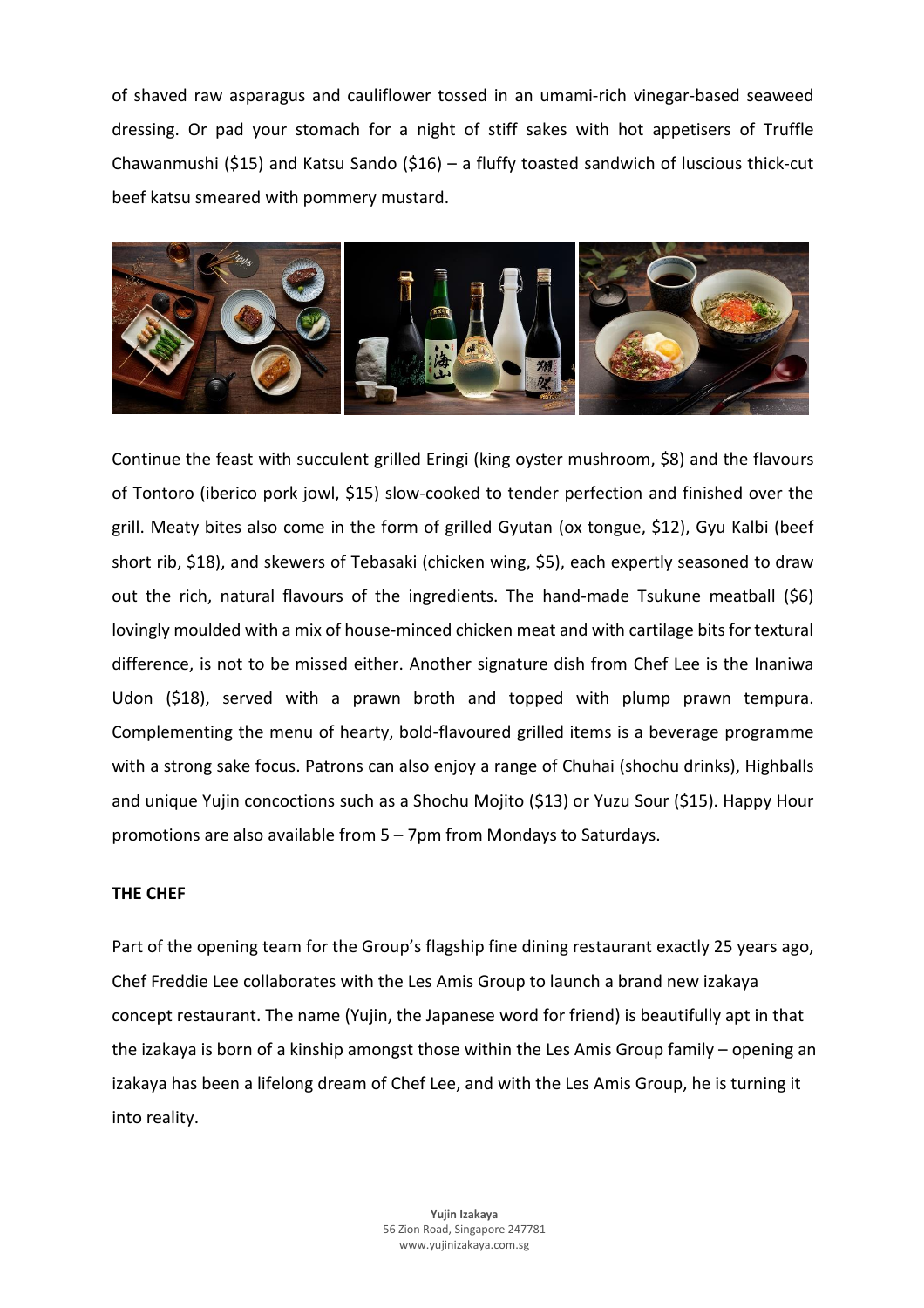of shaved raw asparagus and cauliflower tossed in an umami-rich vinegar-based seaweed dressing. Or pad your stomach for a night of stiff sakes with hot appetisers of Truffle Chawanmushi ($15) and Katsu Sando ($16) – a fluffy toasted sandwich of luscious thick-cut beef katsu smeared with pommery mustard.

Continue the feast with succulent grilled Eringi (king oyster mushroom, $8) and the flavours of Tontoro (iberico pork jowl, $15) slow-cooked to tender perfection and finished over the grill. Meaty bites also come in the form of grilled Gyutan (ox tongue, $12), Gyu Kalbi (beef short rib, $18), and skewers of Tebasaki (chicken wing, $5), each expertly seasoned to draw out the rich, natural flavours of the ingredients. The hand-made Tsukune meatball ($6) lovingly moulded with a mix of house-minced chicken meat and with cartilage bits for textural difference, is not to be missed either. Another signature dish from Chef Lee is the Inaniwa Udon ($18), served with a prawn broth and topped with plump prawn tempura. Complementing the menu of hearty, bold-flavoured grilled items is a beverage programme with a strong sake focus. Patrons can also enjoy a range of Chuhai (shochu drinks), Highballs and unique Yujin concoctions such as a Shochu Mojito ($13) or Yuzu Sour ($15). Happy Hour promotions are also available from 5 – 7pm from Mondays to Saturdays.

**THE CHEF**

Part of the opening team for the Group's flagship fine dining restaurant exactly 25 years ago, Chef Freddie Lee collaborates with the Les Amis Group to launch a brand new izakaya concept restaurant. The name (Yujin, the Japanese word for friend) is beautifully apt in that the izakaya is born of a kinship amongst those within the Les Amis Group family – opening an izakaya has been a lifelong dream of Chef Lee, and with the Les Amis Group, he is turning it into reality.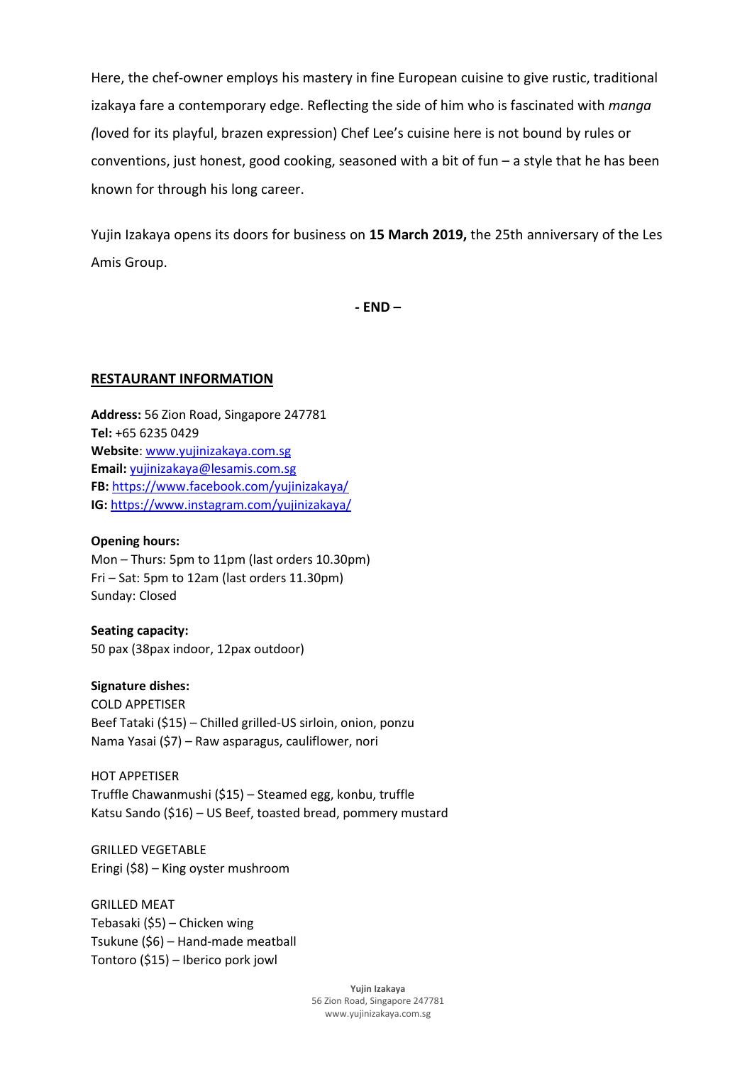Here, the chef-owner employs his mastery in fine European cuisine to give rustic, traditional izakaya fare a contemporary edge. Reflecting the side of him who is fascinated with *manga (*loved for its playful, brazen expression) Chef Lee's cuisine here is not bound by rules or conventions, just honest, good cooking, seasoned with a bit of fun – a style that he has been known for through his long career.

Yujin Izakaya opens its doors for business on **15 March 2019,** the 25th anniversary of the Les Amis Group.

**- END –**

## RESTAURANT INFORMATION

**Address:** 56 Zion Road, Singapore 247781
**Tel:** +65 6235 0429
**Website**: www.yujinizakaya.com.sg
**Email:** yujinizakaya@lesamis.com.sg
**FB:** https://www.facebook.com/yujinizakaya/
**IG:** https://www.instagram.com/yujinizakaya/

**Opening hours:**
Mon – Thurs: 5pm to 11pm (last orders 10.30pm)
Fri – Sat: 5pm to 12am (last orders 11.30pm)
Sunday: Closed

**Seating capacity:**
50 pax (38pax indoor, 12pax outdoor)

**Signature dishes:**
COLD APPETISER
Beef Tataki ($15) – Chilled grilled-US sirloin, onion, ponzu
Nama Yasai ($7) – Raw asparagus, cauliflower, nori

HOT APPETISER
Truffle Chawanmushi ($15) – Steamed egg, konbu, truffle
Katsu Sando ($16) – US Beef, toasted bread, pommery mustard

GRILLED VEGETABLE
Eringi ($8) – King oyster mushroom

GRILLED MEAT
Tebasaki ($5) – Chicken wing
Tsukune ($6) – Hand-made meatball
Tontoro ($15) – Iberico pork jowl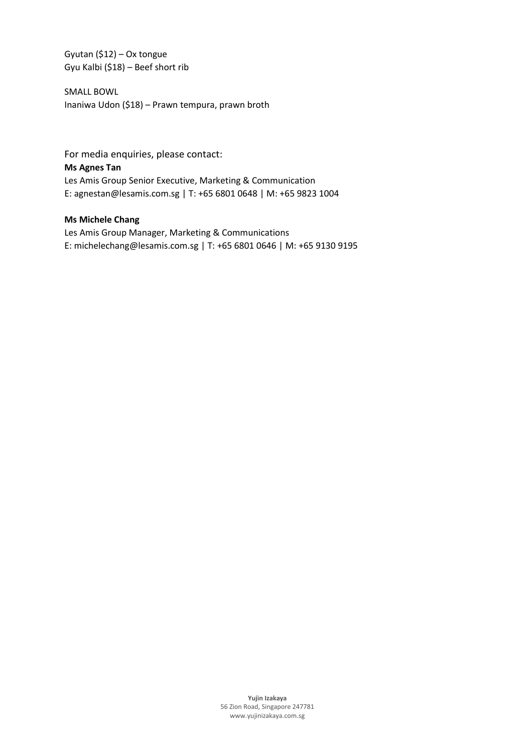Gyutan ($12) – Ox tongue
Gyu Kalbi ($18) – Beef short rib

SMALL BOWL
Inaniwa Udon ($18) – Prawn tempura, prawn broth

For media enquiries, please contact:

**Ms Agnes Tan**
Les Amis Group Senior Executive, Marketing & Communication
E: agnestan@lesamis.com.sg | T: +65 6801 0648 | M: +65 9823 1004

**Ms Michele Chang**
Les Amis Group Manager, Marketing & Communications
E: michelechang@lesamis.com.sg | T: +65 6801 0646 | M: +65 9130 9195